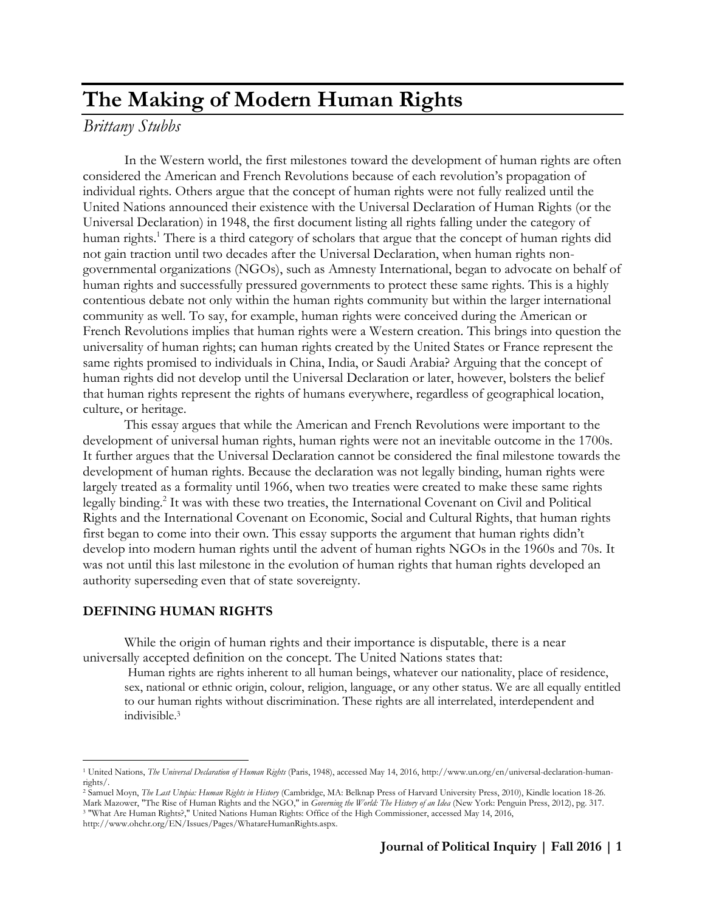# The Making of Modern Human Rights

*Brittany Stubbs*

In the Western world, the first milestones toward the development of human rights are often considered the American and French Revolutions because of each revolution's propagation of individual rights. Others argue that the concept of human rights were not fully realized until the United Nations announced their existence with the Universal Declaration of Human Rights (or the Universal Declaration) in 1948, the first document listing all rights falling under the category of human rights.[1] There is a third category of scholars that argue that the concept of human rights did not gain traction until two decades after the Universal Declaration, when human rights non-governmental organizations (NGOs), such as Amnesty International, began to advocate on behalf of human rights and successfully pressured governments to protect these same rights. This is a highly contentious debate not only within the human rights community but within the larger international community as well. To say, for example, human rights were conceived during the American or French Revolutions implies that human rights were a Western creation. This brings into question the universality of human rights; can human rights created by the United States or France represent the same rights promised to individuals in China, India, or Saudi Arabia? Arguing that the concept of human rights did not develop until the Universal Declaration or later, however, bolsters the belief that human rights represent the rights of humans everywhere, regardless of geographical location, culture, or heritage.

This essay argues that while the American and French Revolutions were important to the development of universal human rights, human rights were not an inevitable outcome in the 1700s. It further argues that the Universal Declaration cannot be considered the final milestone towards the development of human rights. Because the declaration was not legally binding, human rights were largely treated as a formality until 1966, when two treaties were created to make these same rights legally binding.[2] It was with these two treaties, the International Covenant on Civil and Political Rights and the International Covenant on Economic, Social and Cultural Rights, that human rights first began to come into their own. This essay supports the argument that human rights didn't develop into modern human rights until the advent of human rights NGOs in the 1960s and 70s. It was not until this last milestone in the evolution of human rights that human rights developed an authority superseding even that of state sovereignty.

## DEFINING HUMAN RIGHTS

While the origin of human rights and their importance is disputable, there is a near universally accepted definition on the concept. The United Nations states that:

> Human rights are rights inherent to all human beings, whatever our nationality, place of residence, sex, national or ethnic origin, colour, religion, language, or any other status. We are all equally entitled to our human rights without discrimination. These rights are all interrelated, interdependent and indivisible.[3]

---

[1] United Nations, *The Universal Declaration of Human Rights* (Paris, 1948), accessed May 14, 2016, http://www.un.org/en/universal-declaration-human-rights/.

[2] Samuel Moyn, *The Last Utopia: Human Rights in History* (Cambridge, MA: Belknap Press of Harvard University Press, 2010), Kindle location 18-26. Mark Mazower, "The Rise of Human Rights and the NGO," in *Governing the World: The History of an Idea* (New York: Penguin Press, 2012), pg. 317.

[3] "What Are Human Rights?," United Nations Human Rights: Office of the High Commissioner, accessed May 14, 2016, http://www.ohchr.org/EN/Issues/Pages/WhatareHumanRights.aspx.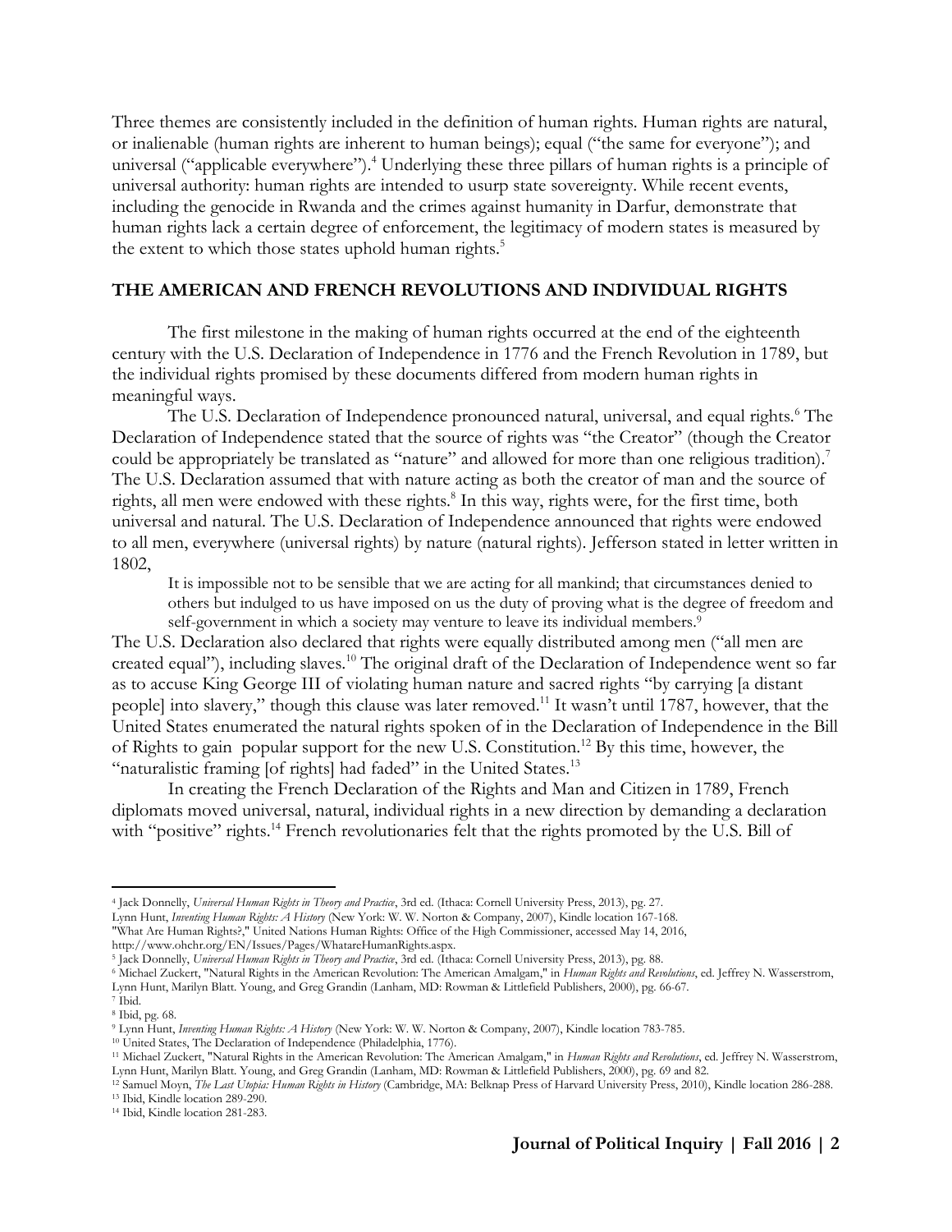Three themes are consistently included in the definition of human rights. Human rights are natural, or inalienable (human rights are inherent to human beings); equal ("the same for everyone"); and universal ("applicable everywhere").[4] Underlying these three pillars of human rights is a principle of universal authority: human rights are intended to usurp state sovereignty. While recent events, including the genocide in Rwanda and the crimes against humanity in Darfur, demonstrate that human rights lack a certain degree of enforcement, the legitimacy of modern states is measured by the extent to which those states uphold human rights.[5]

## THE AMERICAN AND FRENCH REVOLUTIONS AND INDIVIDUAL RIGHTS

The first milestone in the making of human rights occurred at the end of the eighteenth century with the U.S. Declaration of Independence in 1776 and the French Revolution in 1789, but the individual rights promised by these documents differed from modern human rights in meaningful ways.

The U.S. Declaration of Independence pronounced natural, universal, and equal rights.[6] The Declaration of Independence stated that the source of rights was "the Creator" (though the Creator could be appropriately be translated as "nature" and allowed for more than one religious tradition).[7] The U.S. Declaration assumed that with nature acting as both the creator of man and the source of rights, all men were endowed with these rights.[8] In this way, rights were, for the first time, both universal and natural. The U.S. Declaration of Independence announced that rights were endowed to all men, everywhere (universal rights) by nature (natural rights). Jefferson stated in letter written in 1802,

> It is impossible not to be sensible that we are acting for all mankind; that circumstances denied to others but indulged to us have imposed on us the duty of proving what is the degree of freedom and self-government in which a society may venture to leave its individual members.[9]

The U.S. Declaration also declared that rights were equally distributed among men ("all men are created equal"), including slaves.[10] The original draft of the Declaration of Independence went so far as to accuse King George III of violating human nature and sacred rights "by carrying [a distant people] into slavery," though this clause was later removed.[11] It wasn't until 1787, however, that the United States enumerated the natural rights spoken of in the Declaration of Independence in the Bill of Rights to gain popular support for the new U.S. Constitution.[12] By this time, however, the "naturalistic framing [of rights] had faded" in the United States.[13]

In creating the French Declaration of the Rights and Man and Citizen in 1789, French diplomats moved universal, natural, individual rights in a new direction by demanding a declaration with "positive" rights.[14] French revolutionaries felt that the rights promoted by the U.S. Bill of

---

[4] Jack Donnelly, *Universal Human Rights in Theory and Practice*, 3rd ed. (Ithaca: Cornell University Press, 2013), pg. 27.
Lynn Hunt, *Inventing Human Rights: A History* (New York: W. W. Norton & Company, 2007), Kindle location 167-168.
"What Are Human Rights?," United Nations Human Rights: Office of the High Commissioner, accessed May 14, 2016, http://www.ohchr.org/EN/Issues/Pages/WhatareHumanRights.aspx.

[5] Jack Donnelly, *Universal Human Rights in Theory and Practice*, 3rd ed. (Ithaca: Cornell University Press, 2013), pg. 88.

[6] Michael Zuckert, "Natural Rights in the American Revolution: The American Amalgam," in *Human Rights and Revolutions*, ed. Jeffrey N. Wasserstrom, Lynn Hunt, Marilyn Blatt. Young, and Greg Grandin (Lanham, MD: Rowman & Littlefield Publishers, 2000), pg. 66-67.

[7] Ibid.

[8] Ibid, pg. 68.

[9] Lynn Hunt, *Inventing Human Rights: A History* (New York: W. W. Norton & Company, 2007), Kindle location 783-785.

[10] United States, The Declaration of Independence (Philadelphia, 1776).

[11] Michael Zuckert, "Natural Rights in the American Revolution: The American Amalgam," in *Human Rights and Revolutions*, ed. Jeffrey N. Wasserstrom, Lynn Hunt, Marilyn Blatt. Young, and Greg Grandin (Lanham, MD: Rowman & Littlefield Publishers, 2000), pg. 69 and 82.

[12] Samuel Moyn, *The Last Utopia: Human Rights in History* (Cambridge, MA: Belknap Press of Harvard University Press, 2010), Kindle location 286-288.

[13] Ibid, Kindle location 289-290.

[14] Ibid, Kindle location 281-283.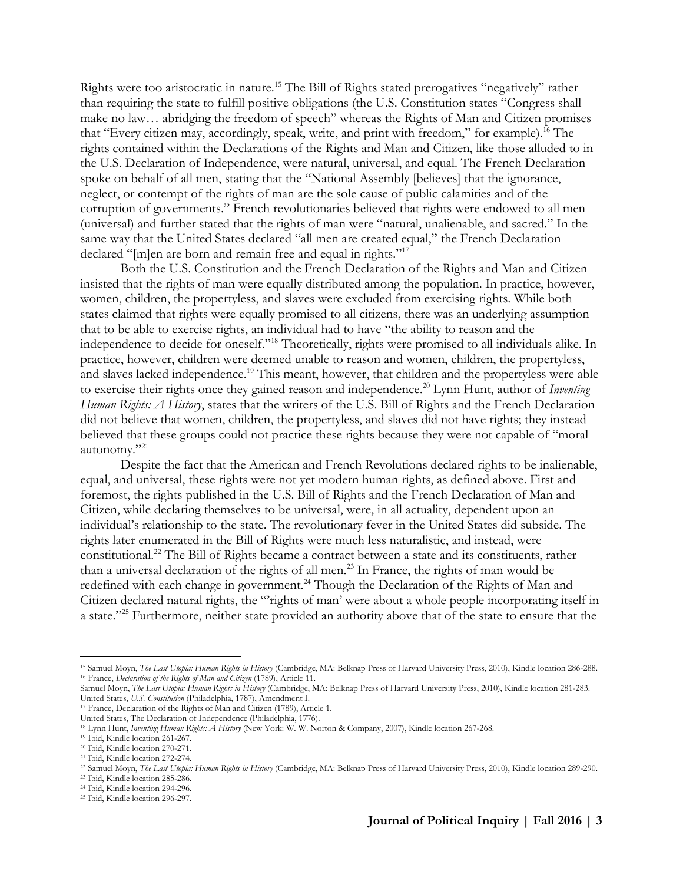Rights were too aristocratic in nature.[15] The Bill of Rights stated prerogatives "negatively" rather than requiring the state to fulfill positive obligations (the U.S. Constitution states "Congress shall make no law… abridging the freedom of speech" whereas the Rights of Man and Citizen promises that "Every citizen may, accordingly, speak, write, and print with freedom," for example).[16] The rights contained within the Declarations of the Rights and Man and Citizen, like those alluded to in the U.S. Declaration of Independence, were natural, universal, and equal. The French Declaration spoke on behalf of all men, stating that the "National Assembly [believes] that the ignorance, neglect, or contempt of the rights of man are the sole cause of public calamities and of the corruption of governments." French revolutionaries believed that rights were endowed to all men (universal) and further stated that the rights of man were "natural, unalienable, and sacred." In the same way that the United States declared "all men are created equal," the French Declaration declared "[m]en are born and remain free and equal in rights."[17]

Both the U.S. Constitution and the French Declaration of the Rights and Man and Citizen insisted that the rights of man were equally distributed among the population. In practice, however, women, children, the propertyless, and slaves were excluded from exercising rights. While both states claimed that rights were equally promised to all citizens, there was an underlying assumption that to be able to exercise rights, an individual had to have "the ability to reason and the independence to decide for oneself."[18] Theoretically, rights were promised to all individuals alike. In practice, however, children were deemed unable to reason and women, children, the propertyless, and slaves lacked independence.[19] This meant, however, that children and the propertyless were able to exercise their rights once they gained reason and independence.[20] Lynn Hunt, author of *Inventing Human Rights: A History*, states that the writers of the U.S. Bill of Rights and the French Declaration did not believe that women, children, the propertyless, and slaves did not have rights; they instead believed that these groups could not practice these rights because they were not capable of "moral autonomy."[21]

Despite the fact that the American and French Revolutions declared rights to be inalienable, equal, and universal, these rights were not yet modern human rights, as defined above. First and foremost, the rights published in the U.S. Bill of Rights and the French Declaration of Man and Citizen, while declaring themselves to be universal, were, in all actuality, dependent upon an individual's relationship to the state. The revolutionary fever in the United States did subside. The rights later enumerated in the Bill of Rights were much less naturalistic, and instead, were constitutional.[22] The Bill of Rights became a contract between a state and its constituents, rather than a universal declaration of the rights of all men.[23] In France, the rights of man would be redefined with each change in government.[24] Though the Declaration of the Rights of Man and Citizen declared natural rights, the "'rights of man' were about a whole people incorporating itself in a state."[25] Furthermore, neither state provided an authority above that of the state to ensure that the

---

[15] Samuel Moyn, *The Last Utopia: Human Rights in History* (Cambridge, MA: Belknap Press of Harvard University Press, 2010), Kindle location 286-288.

[16] France, *Declaration of the Rights of Man and Citizen* (1789), Article 11.
Samuel Moyn, *The Last Utopia: Human Rights in History* (Cambridge, MA: Belknap Press of Harvard University Press, 2010), Kindle location 281-283.
United States, *U.S. Constitution* (Philadelphia, 1787), Amendment I.

[17] France, Declaration of the Rights of Man and Citizen (1789), Article 1.
United States, The Declaration of Independence (Philadelphia, 1776).

[18] Lynn Hunt, *Inventing Human Rights: A History* (New York: W. W. Norton & Company, 2007), Kindle location 267-268.

[19] Ibid, Kindle location 261-267.

[20] Ibid, Kindle location 270-271.

[21] Ibid, Kindle location 272-274.

[22] Samuel Moyn, *The Last Utopia: Human Rights in History* (Cambridge, MA: Belknap Press of Harvard University Press, 2010), Kindle location 289-290.

[23] Ibid, Kindle location 285-286.

[24] Ibid, Kindle location 294-296.

[25] Ibid, Kindle location 296-297.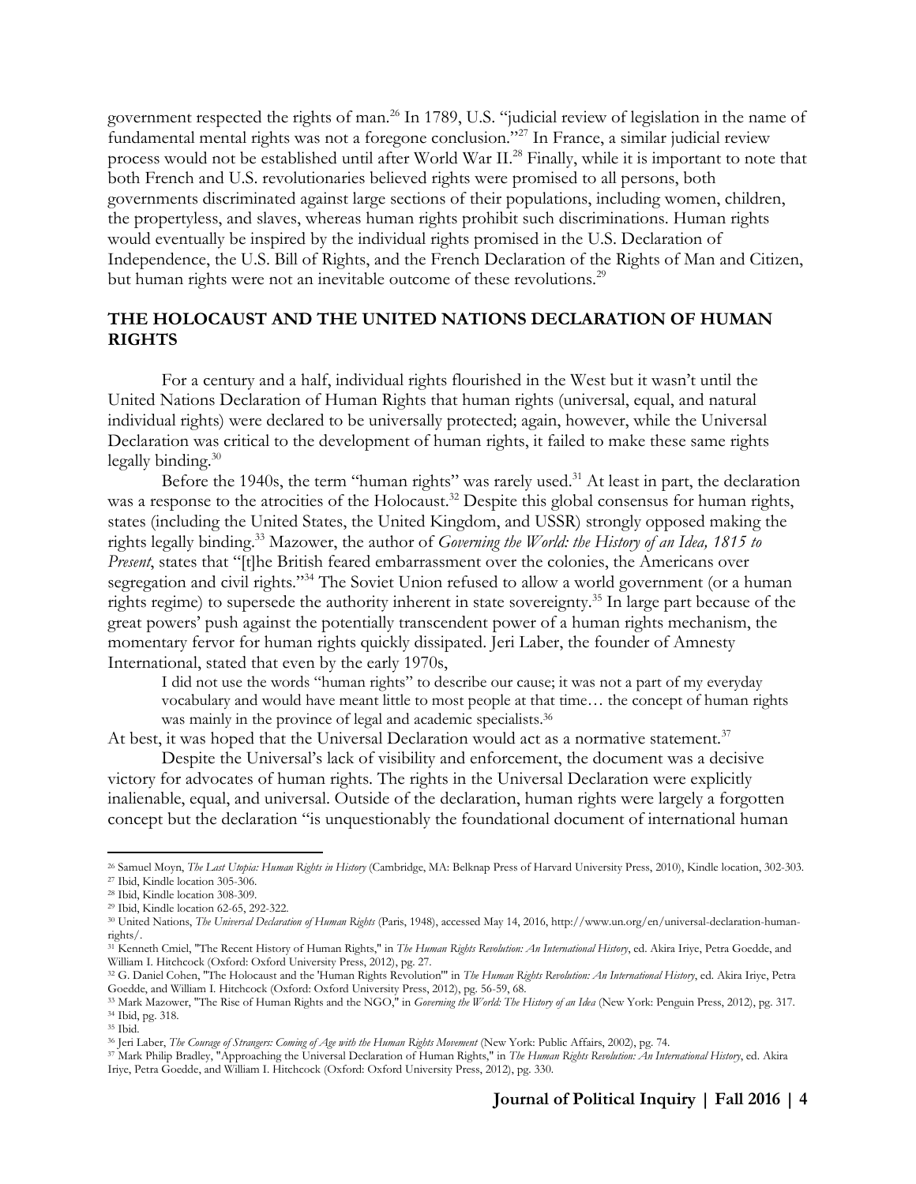government respected the rights of man.[26] In 1789, U.S. "judicial review of legislation in the name of fundamental mental rights was not a foregone conclusion."[27] In France, a similar judicial review process would not be established until after World War II.[28] Finally, while it is important to note that both French and U.S. revolutionaries believed rights were promised to all persons, both governments discriminated against large sections of their populations, including women, children, the propertyless, and slaves, whereas human rights prohibit such discriminations. Human rights would eventually be inspired by the individual rights promised in the U.S. Declaration of Independence, the U.S. Bill of Rights, and the French Declaration of the Rights of Man and Citizen, but human rights were not an inevitable outcome of these revolutions.[29]

## THE HOLOCAUST AND THE UNITED NATIONS DECLARATION OF HUMAN RIGHTS

For a century and a half, individual rights flourished in the West but it wasn't until the United Nations Declaration of Human Rights that human rights (universal, equal, and natural individual rights) were declared to be universally protected; again, however, while the Universal Declaration was critical to the development of human rights, it failed to make these same rights legally binding.[30]

Before the 1940s, the term "human rights" was rarely used.[31] At least in part, the declaration was a response to the atrocities of the Holocaust.[32] Despite this global consensus for human rights, states (including the United States, the United Kingdom, and USSR) strongly opposed making the rights legally binding.[33] Mazower, the author of *Governing the World: the History of an Idea, 1815 to Present*, states that "[t]he British feared embarrassment over the colonies, the Americans over segregation and civil rights."[34] The Soviet Union refused to allow a world government (or a human rights regime) to supersede the authority inherent in state sovereignty.[35] In large part because of the great powers' push against the potentially transcendent power of a human rights mechanism, the momentary fervor for human rights quickly dissipated. Jeri Laber, the founder of Amnesty International, stated that even by the early 1970s,

> I did not use the words "human rights" to describe our cause; it was not a part of my everyday vocabulary and would have meant little to most people at that time… the concept of human rights was mainly in the province of legal and academic specialists.[36]

At best, it was hoped that the Universal Declaration would act as a normative statement.[37]

Despite the Universal's lack of visibility and enforcement, the document was a decisive victory for advocates of human rights. The rights in the Universal Declaration were explicitly inalienable, equal, and universal. Outside of the declaration, human rights were largely a forgotten concept but the declaration "is unquestionably the foundational document of international human

---

[26] Samuel Moyn, *The Last Utopia: Human Rights in History* (Cambridge, MA: Belknap Press of Harvard University Press, 2010), Kindle location, 302-303.
[27] Ibid, Kindle location 305-306.
[28] Ibid, Kindle location 308-309.
[29] Ibid, Kindle location 62-65, 292-322.
[30] United Nations, *The Universal Declaration of Human Rights* (Paris, 1948), accessed May 14, 2016, http://www.un.org/en/universal-declaration-human-rights/.
[31] Kenneth Cmiel, "The Recent History of Human Rights," in *The Human Rights Revolution: An International History*, ed. Akira Iriye, Petra Goedde, and William I. Hitchcock (Oxford: Oxford University Press, 2012), pg. 27.
[32] G. Daniel Cohen, "The Holocaust and the 'Human Rights Revolution'" in *The Human Rights Revolution: An International History*, ed. Akira Iriye, Petra Goedde, and William I. Hitchcock (Oxford: Oxford University Press, 2012), pg. 56-59, 68.
[33] Mark Mazower, "The Rise of Human Rights and the NGO," in *Governing the World: The History of an Idea* (New York: Penguin Press, 2012), pg. 317.
[34] Ibid, pg. 318.
[35] Ibid.
[36] Jeri Laber, *The Courage of Strangers: Coming of Age with the Human Rights Movement* (New York: Public Affairs, 2002), pg. 74.
[37] Mark Philip Bradley, "Approaching the Universal Declaration of Human Rights," in *The Human Rights Revolution: An International History*, ed. Akira Iriye, Petra Goedde, and William I. Hitchcock (Oxford: Oxford University Press, 2012), pg. 330.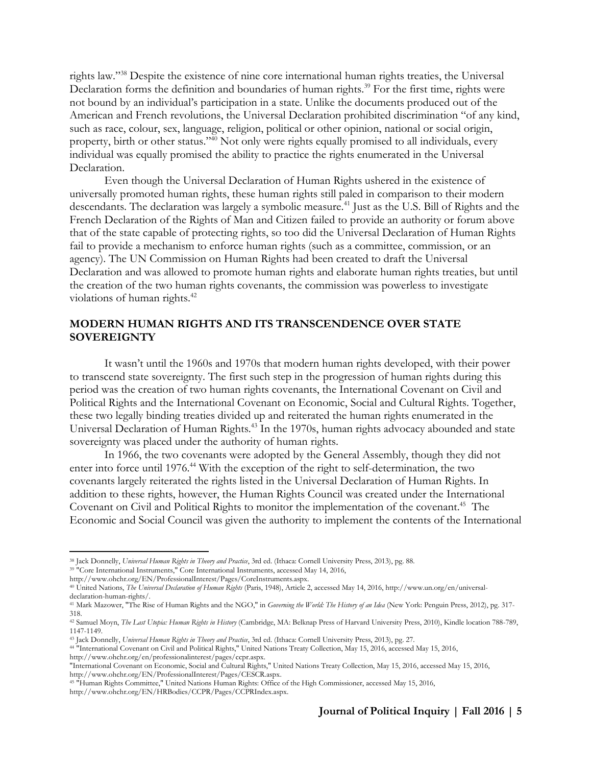rights law."[38] Despite the existence of nine core international human rights treaties, the Universal Declaration forms the definition and boundaries of human rights.[39] For the first time, rights were not bound by an individual's participation in a state. Unlike the documents produced out of the American and French revolutions, the Universal Declaration prohibited discrimination "of any kind, such as race, colour, sex, language, religion, political or other opinion, national or social origin, property, birth or other status."[40] Not only were rights equally promised to all individuals, every individual was equally promised the ability to practice the rights enumerated in the Universal Declaration.

Even though the Universal Declaration of Human Rights ushered in the existence of universally promoted human rights, these human rights still paled in comparison to their modern descendants. The declaration was largely a symbolic measure.[41] Just as the U.S. Bill of Rights and the French Declaration of the Rights of Man and Citizen failed to provide an authority or forum above that of the state capable of protecting rights, so too did the Universal Declaration of Human Rights fail to provide a mechanism to enforce human rights (such as a committee, commission, or an agency). The UN Commission on Human Rights had been created to draft the Universal Declaration and was allowed to promote human rights and elaborate human rights treaties, but until the creation of the two human rights covenants, the commission was powerless to investigate violations of human rights.[42]

## MODERN HUMAN RIGHTS AND ITS TRANSCENDENCE OVER STATE SOVEREIGNTY

It wasn't until the 1960s and 1970s that modern human rights developed, with their power to transcend state sovereignty. The first such step in the progression of human rights during this period was the creation of two human rights covenants, the International Covenant on Civil and Political Rights and the International Covenant on Economic, Social and Cultural Rights. Together, these two legally binding treaties divided up and reiterated the human rights enumerated in the Universal Declaration of Human Rights.[43] In the 1970s, human rights advocacy abounded and state sovereignty was placed under the authority of human rights.

In 1966, the two covenants were adopted by the General Assembly, though they did not enter into force until 1976.[44] With the exception of the right to self-determination, the two covenants largely reiterated the rights listed in the Universal Declaration of Human Rights. In addition to these rights, however, the Human Rights Council was created under the International Covenant on Civil and Political Rights to monitor the implementation of the covenant.[45] The Economic and Social Council was given the authority to implement the contents of the International

---

[38] Jack Donnelly, *Universal Human Rights in Theory and Practice*, 3rd ed. (Ithaca: Cornell University Press, 2013), pg. 88.

[39] "Core International Instruments," Core International Instruments, accessed May 14, 2016, http://www.ohchr.org/EN/ProfessionalInterest/Pages/CoreInstruments.aspx.

[40] United Nations, *The Universal Declaration of Human Rights* (Paris, 1948), Article 2, accessed May 14, 2016, http://www.un.org/en/universal-declaration-human-rights/.

[41] Mark Mazower, "The Rise of Human Rights and the NGO," in *Governing the World: The History of an Idea* (New York: Penguin Press, 2012), pg. 317-318.

[42] Samuel Moyn, *The Last Utopia: Human Rights in History* (Cambridge, MA: Belknap Press of Harvard University Press, 2010), Kindle location 788-789, 1147-1149.

[43] Jack Donnelly, *Universal Human Rights in Theory and Practice*, 3rd ed. (Ithaca: Cornell University Press, 2013), pg. 27.

[44] "International Covenant on Civil and Political Rights," United Nations Treaty Collection, May 15, 2016, accessed May 15, 2016, http://www.ohchr.org/en/professionalinterest/pages/ccpr.aspx.
"International Covenant on Economic, Social and Cultural Rights," United Nations Treaty Collection, May 15, 2016, accessed May 15, 2016, http://www.ohchr.org/EN/ProfessionalInterest/Pages/CESCR.aspx.

[45] "Human Rights Committee," United Nations Human Rights: Office of the High Commissioner, accessed May 15, 2016, http://www.ohchr.org/EN/HRBodies/CCPR/Pages/CCPRIndex.aspx.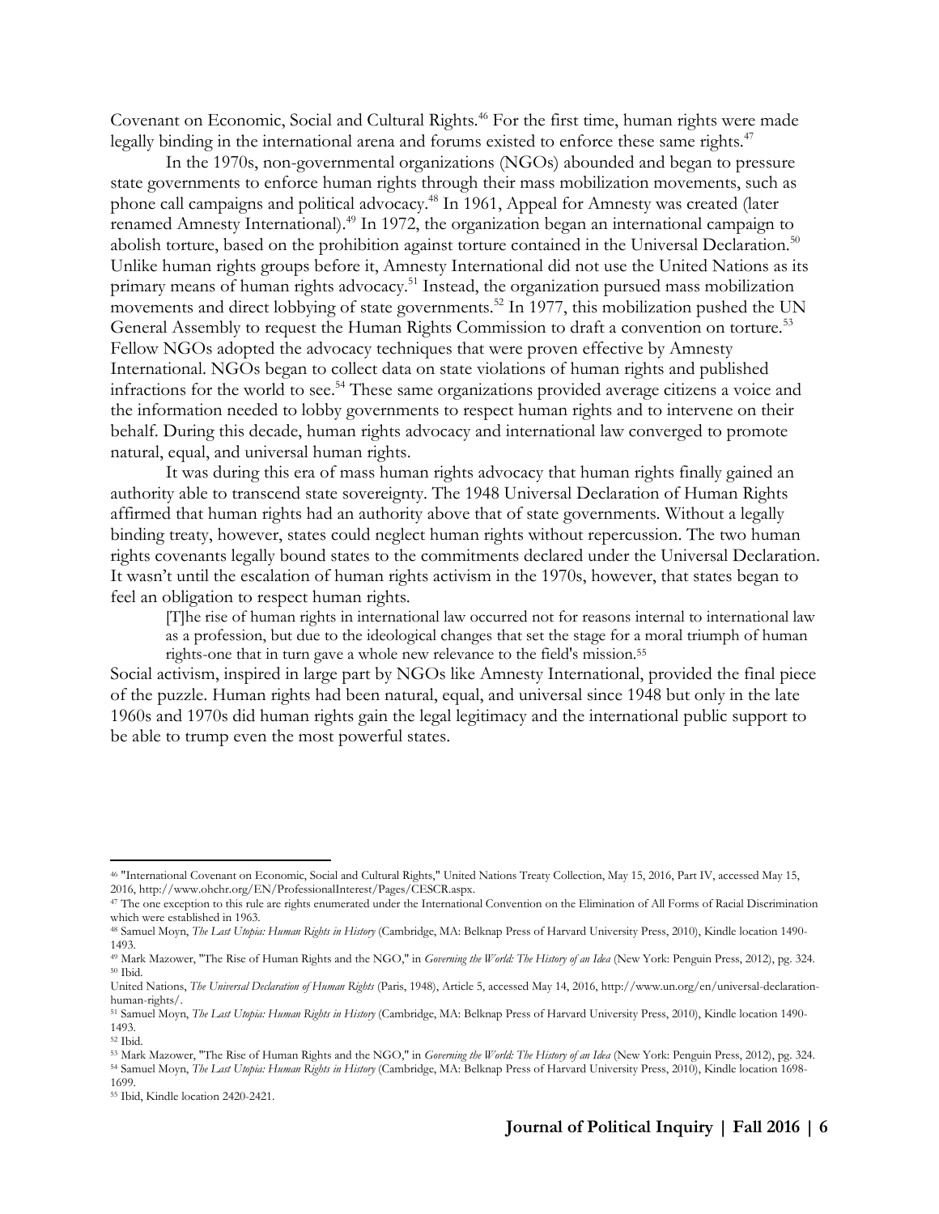Covenant on Economic, Social and Cultural Rights.[46] For the first time, human rights were made legally binding in the international arena and forums existed to enforce these same rights.[47]

In the 1970s, non-governmental organizations (NGOs) abounded and began to pressure state governments to enforce human rights through their mass mobilization movements, such as phone call campaigns and political advocacy.[48] In 1961, Appeal for Amnesty was created (later renamed Amnesty International).[49] In 1972, the organization began an international campaign to abolish torture, based on the prohibition against torture contained in the Universal Declaration.[50] Unlike human rights groups before it, Amnesty International did not use the United Nations as its primary means of human rights advocacy.[51] Instead, the organization pursued mass mobilization movements and direct lobbying of state governments.[52] In 1977, this mobilization pushed the UN General Assembly to request the Human Rights Commission to draft a convention on torture.[53] Fellow NGOs adopted the advocacy techniques that were proven effective by Amnesty International. NGOs began to collect data on state violations of human rights and published infractions for the world to see.[54] These same organizations provided average citizens a voice and the information needed to lobby governments to respect human rights and to intervene on their behalf. During this decade, human rights advocacy and international law converged to promote natural, equal, and universal human rights.

It was during this era of mass human rights advocacy that human rights finally gained an authority able to transcend state sovereignty. The 1948 Universal Declaration of Human Rights affirmed that human rights had an authority above that of state governments. Without a legally binding treaty, however, states could neglect human rights without repercussion. The two human rights covenants legally bound states to the commitments declared under the Universal Declaration. It wasn't until the escalation of human rights activism in the 1970s, however, that states began to feel an obligation to respect human rights.

> [T]he rise of human rights in international law occurred not for reasons internal to international law as a profession, but due to the ideological changes that set the stage for a moral triumph of human rights-one that in turn gave a whole new relevance to the field's mission.[55]

Social activism, inspired in large part by NGOs like Amnesty International, provided the final piece of the puzzle. Human rights had been natural, equal, and universal since 1948 but only in the late 1960s and 1970s did human rights gain the legal legitimacy and the international public support to be able to trump even the most powerful states.

---

[46] "International Covenant on Economic, Social and Cultural Rights," United Nations Treaty Collection, May 15, 2016, Part IV, accessed May 15, 2016, http://www.ohchr.org/EN/ProfessionalInterest/Pages/CESCR.aspx.

[47] The one exception to this rule are rights enumerated under the International Convention on the Elimination of All Forms of Racial Discrimination which were established in 1963.

[48] Samuel Moyn, *The Last Utopia: Human Rights in History* (Cambridge, MA: Belknap Press of Harvard University Press, 2010), Kindle location 1490-1493.

[49] Mark Mazower, "The Rise of Human Rights and the NGO," in *Governing the World: The History of an Idea* (New York: Penguin Press, 2012), pg. 324.

[50] Ibid.

United Nations, *The Universal Declaration of Human Rights* (Paris, 1948), Article 5, accessed May 14, 2016, http://www.un.org/en/universal-declaration-human-rights/.

[51] Samuel Moyn, *The Last Utopia: Human Rights in History* (Cambridge, MA: Belknap Press of Harvard University Press, 2010), Kindle location 1490-1493.

[52] Ibid.

[53] Mark Mazower, "The Rise of Human Rights and the NGO," in *Governing the World: The History of an Idea* (New York: Penguin Press, 2012), pg. 324.

[54] Samuel Moyn, *The Last Utopia: Human Rights in History* (Cambridge, MA: Belknap Press of Harvard University Press, 2010), Kindle location 1698-1699.

[55] Ibid, Kindle location 2420-2421.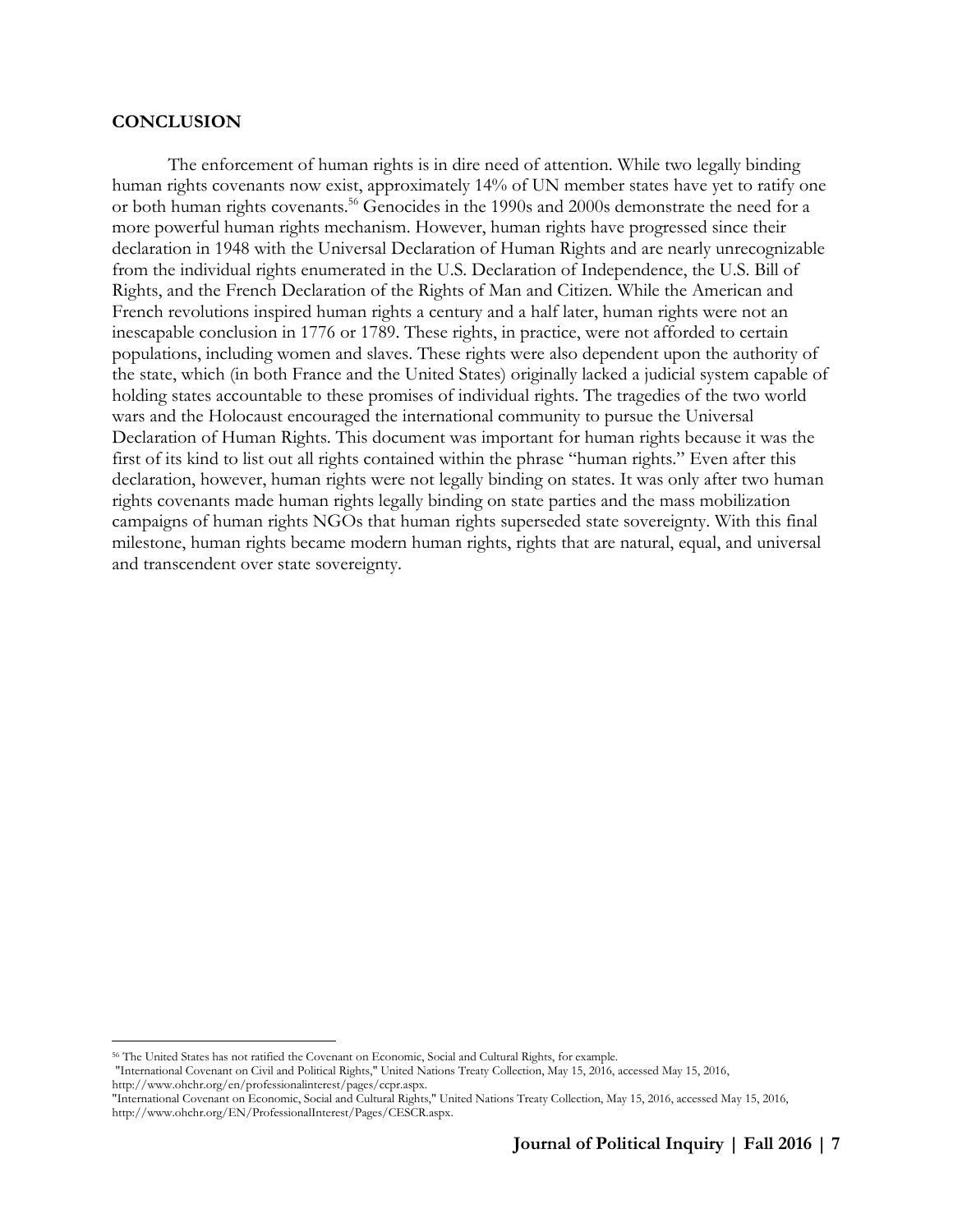**CONCLUSION**

The enforcement of human rights is in dire need of attention. While two legally binding human rights covenants now exist, approximately 14% of UN member states have yet to ratify one or both human rights covenants.[56] Genocides in the 1990s and 2000s demonstrate the need for a more powerful human rights mechanism. However, human rights have progressed since their declaration in 1948 with the Universal Declaration of Human Rights and are nearly unrecognizable from the individual rights enumerated in the U.S. Declaration of Independence, the U.S. Bill of Rights, and the French Declaration of the Rights of Man and Citizen. While the American and French revolutions inspired human rights a century and a half later, human rights were not an inescapable conclusion in 1776 or 1789. These rights, in practice, were not afforded to certain populations, including women and slaves. These rights were also dependent upon the authority of the state, which (in both France and the United States) originally lacked a judicial system capable of holding states accountable to these promises of individual rights. The tragedies of the two world wars and the Holocaust encouraged the international community to pursue the Universal Declaration of Human Rights. This document was important for human rights because it was the first of its kind to list out all rights contained within the phrase "human rights." Even after this declaration, however, human rights were not legally binding on states. It was only after two human rights covenants made human rights legally binding on state parties and the mass mobilization campaigns of human rights NGOs that human rights superseded state sovereignty. With this final milestone, human rights became modern human rights, rights that are natural, equal, and universal and transcendent over state sovereignty.

---

[56] The United States has not ratified the Covenant on Economic, Social and Cultural Rights, for example.
"International Covenant on Civil and Political Rights," United Nations Treaty Collection, May 15, 2016, accessed May 15, 2016, http://www.ohchr.org/en/professionalinterest/pages/ccpr.aspx.
"International Covenant on Economic, Social and Cultural Rights," United Nations Treaty Collection, May 15, 2016, accessed May 15, 2016, http://www.ohchr.org/EN/ProfessionalInterest/Pages/CESCR.aspx.